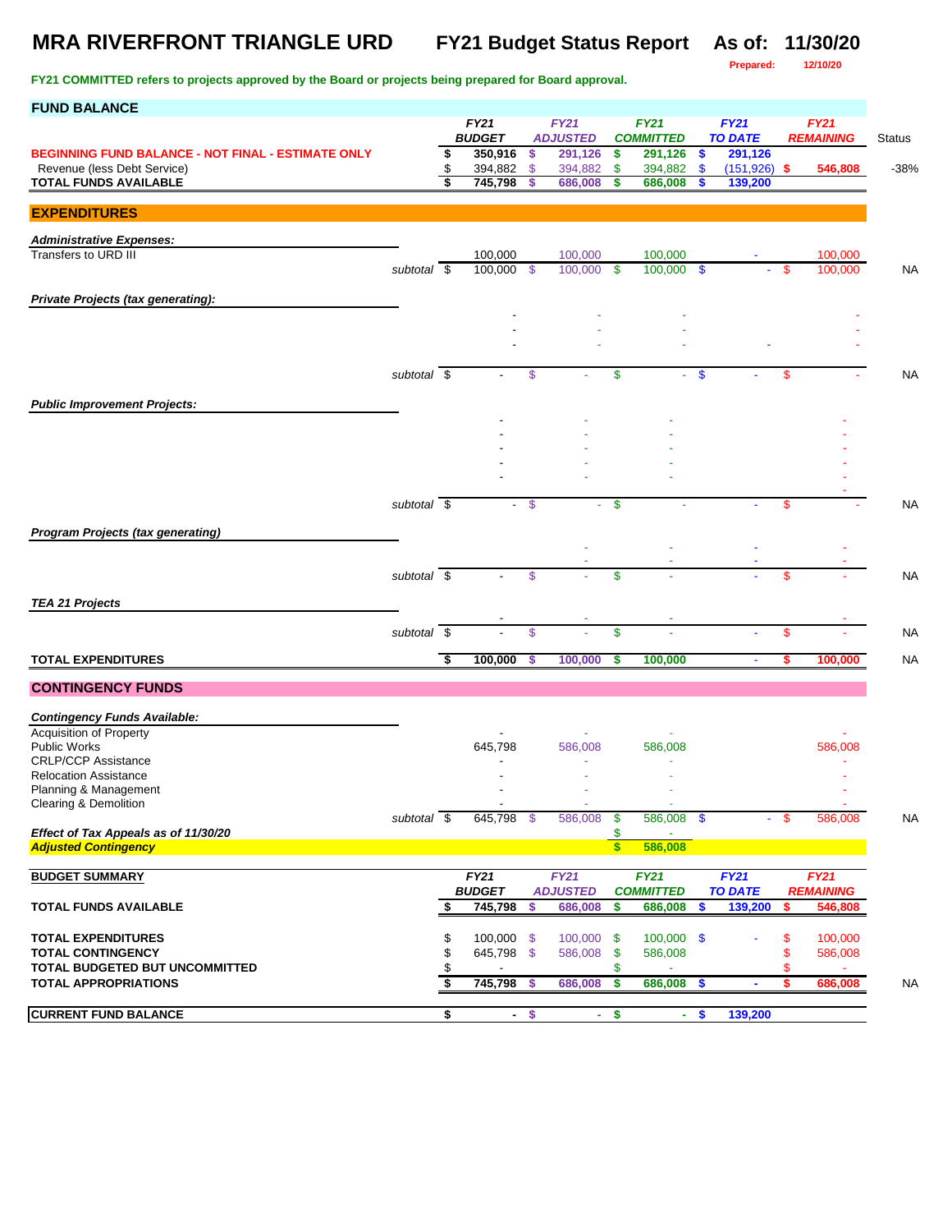# MRA RIVERFRONT TRIANGLE URD

## FY21 Budget Status Report — As of: 11/30/20

**Prepared:** 12/10/20

**FY21 COMMITTED refers to projects approved by the Board or projects being prepared for Board approval.**

### FUND BALANCE

| | | FY21 BUDGET | FY21 ADJUSTED | FY21 COMMITTED | FY21 TO DATE | FY21 REMAINING | Status |
|---|---|---|---|---|---|---|---|
| **BEGINNING FUND BALANCE - NOT FINAL - ESTIMATE ONLY** | | $ 350,916 | $ 291,126 | $ 291,126 | $ 291,126 | | |
| Revenue (less Debt Service) | | $ 394,882 | $ 394,882 | $ 394,882 | $ (151,926) | $ 546,808 | -38% |
| **TOTAL FUNDS AVAILABLE** | | $ 745,798 | $ 686,008 | $ 686,008 | $ 139,200 | | |

### EXPENDITURES

| | | FY21 BUDGET | FY21 ADJUSTED | FY21 COMMITTED | FY21 TO DATE | FY21 REMAINING | Status |
|---|---|---|---|---|---|---|---|
| ***Administrative Expenses:*** | | | | | | | |
| Transfers to URD III | | 100,000 | 100,000 | 100,000 | - | 100,000 | |
| | *subtotal* | $ 100,000 | $ 100,000 | $ 100,000 | $ - | $ 100,000 | NA |
| ***Private Projects (tax generating):*** | | | | | | | |
| | | - | - | - | | - | |
| | | - | - | - | | - | |
| | | - | - | - | - | - | |
| | *subtotal* | $ - | $ - | $ - | $ - | $ - | NA |
| ***Public Improvement Projects:*** | | | | | | | |
| | | - | - | - | | - | |
| | | - | - | - | | - | |
| | | - | - | - | | - | |
| | | - | - | - | | - | |
| | | - | - | - | | - | |
| | | | | | | - | |
| | *subtotal* | $ - | $ - | $ - | - | $ - | NA |
| ***Program Projects (tax generating)*** | | | | | | | |
| | | | - | - | - | - | |
| | | | - | - | - | - | |
| | *subtotal* | $ - | $ - | $ - | - | $ - | NA |
| ***TEA 21 Projects*** | | | | | | | |
| | | - | - | - | | - | |
| | *subtotal* | $ - | $ - | $ - | - | $ - | NA |
| **TOTAL EXPENDITURES** | | **$ 100,000** | **$ 100,000** | **$ 100,000** | **-** | **$ 100,000** | NA |

### CONTINGENCY FUNDS

| | | FY21 BUDGET | FY21 ADJUSTED | FY21 COMMITTED | FY21 TO DATE | FY21 REMAINING | Status |
|---|---|---|---|---|---|---|---|
| ***Contingency Funds Available:*** | | | | | | | |
| Acquisition of Property | | - | - | - | | - | |
| Public Works | | 645,798 | 586,008 | 586,008 | | 586,008 | |
| CRLP/CCP Assistance | | - | - | - | | - | |
| Relocation Assistance | | - | - | - | | - | |
| Planning & Management | | - | - | - | | - | |
| Clearing & Demolition | | - | - | - | | - | |
| | *subtotal* | $ 645,798 | $ 586,008 | $ 586,008 | $ - | $ 586,008 | NA |
| ***Effect of Tax Appeals as of 11/30/20*** | | | | $ - | | | |
| ***Adjusted Contingency*** | | | | **$ 586,008** | | | |

### BUDGET SUMMARY

| | FY21 BUDGET | FY21 ADJUSTED | FY21 COMMITTED | FY21 TO DATE | FY21 REMAINING | Status |
|---|---|---|---|---|---|---|
| **TOTAL FUNDS AVAILABLE** | **$ 745,798** | **$ 686,008** | **$ 686,008** | **$ 139,200** | **$ 546,808** | |
| **TOTAL EXPENDITURES** | $ 100,000 | $ 100,000 | $ 100,000 | $ - | $ 100,000 | |
| **TOTAL CONTINGENCY** | $ 645,798 | $ 586,008 | $ 586,008 | | $ 586,008 | |
| **TOTAL BUDGETED BUT UNCOMMITTED** | $ - | | $ - | | $ - | |
| **TOTAL APPROPRIATIONS** | **$ 745,798** | **$ 686,008** | **$ 686,008** | **$ -** | **$ 686,008** | NA |
| **CURRENT FUND BALANCE** | **$ -** | **$ -** | **$ -** | **$ 139,200** | | |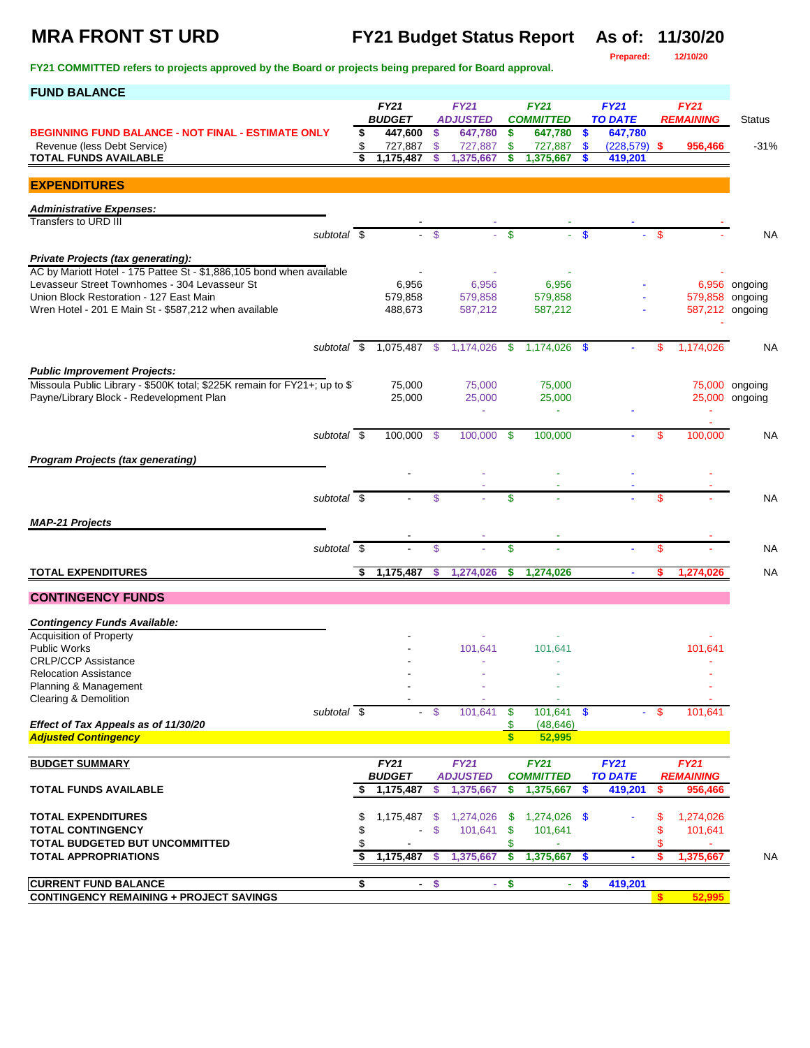# MRA FRONT ST URD

## FY21 Budget Status Report As of: 11/30/20

Prepared: 12/10/20

FY21 COMMITTED refers to projects approved by the Board or projects being prepared for Board approval.

## FUND BALANCE

| | FY21 BUDGET | FY21 ADJUSTED | FY21 COMMITTED | FY21 TO DATE | FY21 REMAINING | Status |
|---|---|---|---|---|---|---|
| **BEGINNING FUND BALANCE - NOT FINAL - ESTIMATE ONLY** | $ 447,600 | $ 647,780 | $ 647,780 | $ 647,780 | | |
| Revenue (less Debt Service) | $ 727,887 | $ 727,887 | $ 727,887 | $ (228,579) | $ 956,466 | -31% |
| **TOTAL FUNDS AVAILABLE** | $ 1,175,487 | $ 1,375,667 | $ 1,375,667 | $ 419,201 | | |

## EXPENDITURES

| | FY21 BUDGET | FY21 ADJUSTED | FY21 COMMITTED | FY21 TO DATE | FY21 REMAINING | Status |
|---|---|---|---|---|---|---|
| ***Administrative Expenses:*** | | | | | | |
| Transfers to URD III | - | - | - | - | - | |
| *subtotal* | $ - | $ - | $ - | $ - | $ - | NA |
| ***Private Projects (tax generating):*** | | | | | | |
| AC by Mariott Hotel - 175 Pattee St - $1,886,105 bond when available | - | - | - | | - | |
| Levasseur Street Townhomes - 304 Levasseur St | 6,956 | 6,956 | 6,956 | - | 6,956 | ongoing |
| Union Block Restoration - 127 East Main | 579,858 | 579,858 | 579,858 | - | 579,858 | ongoing |
| Wren Hotel - 201 E Main St - $587,212 when available | 488,673 | 587,212 | 587,212 | - | 587,212 | ongoing |
| | | | | | - | |
| *subtotal* | $ 1,075,487 | $ 1,174,026 | $ 1,174,026 | $ - | $ 1,174,026 | NA |
| ***Public Improvement Projects:*** | | | | | | |
| Missoula Public Library - $500K total; $225K remain for FY21+; up to $ | 75,000 | 75,000 | 75,000 | | 75,000 | ongoing |
| Payne/Library Block - Redevelopment Plan | 25,000 | 25,000 | 25,000 | | 25,000 | ongoing |
| | | - | - | - | - | |
| | | | | | - | |
| *subtotal* | $ 100,000 | $ 100,000 | $ 100,000 | - | $ 100,000 | NA |
| ***Program Projects (tax generating)*** | | | | | | |
| | - | - | - | - | - | |
| | | - | - | - | - | |
| *subtotal* | $ - | $ - | $ - | - | $ - | NA |
| ***MAP-21 Projects*** | | | | | | |
| | - | - | - | | - | |
| *subtotal* | $ - | $ - | $ - | - | $ - | NA |
| **TOTAL EXPENDITURES** | $ 1,175,487 | $ 1,274,026 | $ 1,274,026 | - | $ 1,274,026 | NA |

## CONTINGENCY FUNDS

| | FY21 BUDGET | FY21 ADJUSTED | FY21 COMMITTED | FY21 TO DATE | FY21 REMAINING | Status |
|---|---|---|---|---|---|---|
| ***Contingency Funds Available:*** | | | | | | |
| Acquisition of Property | - | - | - | | - | |
| Public Works | - | 101,641 | 101,641 | | 101,641 | |
| CRLP/CCP Assistance | - | - | - | | - | |
| Relocation Assistance | - | - | - | | - | |
| Planning & Management | - | - | - | | - | |
| Clearing & Demolition | - | - | - | | - | |
| *subtotal* | $ - | $ 101,641 | $ 101,641 | $ - | $ 101,641 | |
| ***Effect of Tax Appeals as of 11/30/20*** | | | $ (48,646) | | | |
| ***Adjusted Contingency*** | | | $ 52,995 | | | |

## BUDGET SUMMARY

| | FY21 BUDGET | FY21 ADJUSTED | FY21 COMMITTED | FY21 TO DATE | FY21 REMAINING | |
|---|---|---|---|---|---|---|
| **TOTAL FUNDS AVAILABLE** | $ 1,175,487 | $ 1,375,667 | $ 1,375,667 | $ 419,201 | $ 956,466 | |
| **TOTAL EXPENDITURES** | $ 1,175,487 | $ 1,274,026 | $ 1,274,026 | $ - | $ 1,274,026 | |
| **TOTAL CONTINGENCY** | $ - | $ 101,641 | $ 101,641 | | $ 101,641 | |
| **TOTAL BUDGETED BUT UNCOMMITTED** | $ - | | $ - | | $ - | |
| **TOTAL APPROPRIATIONS** | $ 1,175,487 | $ 1,375,667 | $ 1,375,667 | $ - | $ 1,375,667 | NA |
| **CURRENT FUND BALANCE** | $ - | $ - | $ - | $ 419,201 | | |
| **CONTINGENCY REMAINING + PROJECT SAVINGS** | | | | | $ 52,995 | |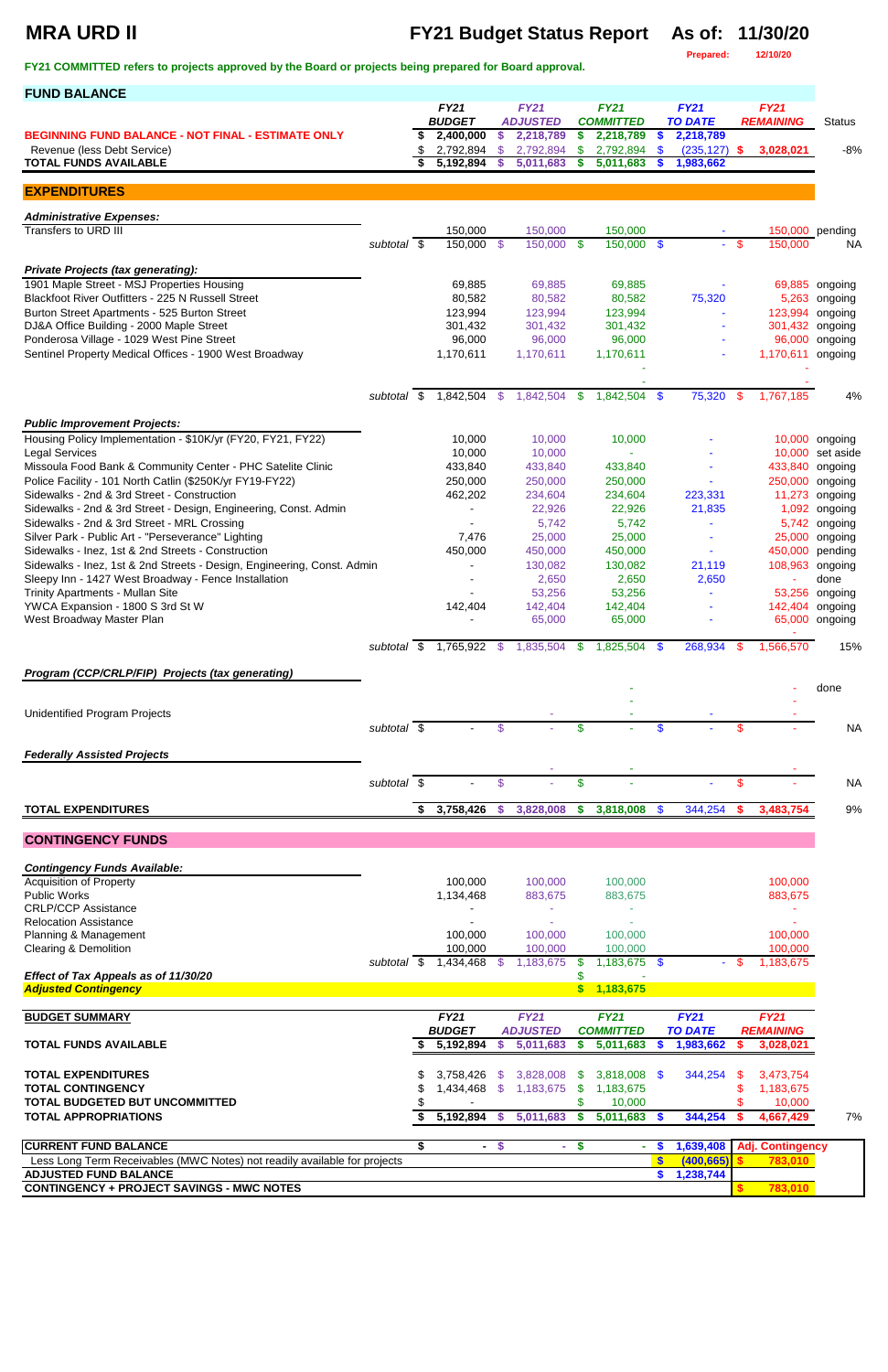# MRA URD II

## FY21 Budget Status Report

**As of: 11/30/20**

Prepared: 12/10/20

**FY21 COMMITTED refers to projects approved by the Board or projects being prepared for Board approval.**

## FUND BALANCE

| | FY21 BUDGET | FY21 ADJUSTED | FY21 COMMITTED | FY21 TO DATE | FY21 REMAINING | Status |
|---|---|---|---|---|---|---|
| **BEGINNING FUND BALANCE - NOT FINAL - ESTIMATE ONLY** | $ 2,400,000 | $ 2,218,789 | $ 2,218,789 | $ 2,218,789 | | |
| Revenue (less Debt Service) | $ 2,792,894 | $ 2,792,894 | $ 2,792,894 | $ (235,127) | $ 3,028,021 | -8% |
| **TOTAL FUNDS AVAILABLE** | $ 5,192,894 | $ 5,011,683 | $ 5,011,683 | $ 1,983,662 | | |

## EXPENDITURES

| | FY21 BUDGET | FY21 ADJUSTED | FY21 COMMITTED | FY21 TO DATE | FY21 REMAINING | Status |
|---|---|---|---|---|---|---|
| ***Administrative Expenses:*** | | | | | | |
| Transfers to URD III | 150,000 | 150,000 | 150,000 | - | 150,000 | pending |
| subtotal | $ 150,000 | $ 150,000 | $ 150,000 | $ - | $ 150,000 | NA |
| ***Private Projects (tax generating):*** | | | | | | |
| 1901 Maple Street - MSJ Properties Housing | 69,885 | 69,885 | 69,885 | - | 69,885 | ongoing |
| Blackfoot River Outfitters - 225 N Russell Street | 80,582 | 80,582 | 80,582 | 75,320 | 5,263 | ongoing |
| Burton Street Apartments - 525 Burton Street | 123,994 | 123,994 | 123,994 | - | 123,994 | ongoing |
| DJ&A Office Building - 2000 Maple Street | 301,432 | 301,432 | 301,432 | - | 301,432 | ongoing |
| Ponderosa Village - 1029 West Pine Street | 96,000 | 96,000 | 96,000 | - | 96,000 | ongoing |
| Sentinel Property Medical Offices - 1900 West Broadway | 1,170,611 | 1,170,611 | 1,170,611 | - | 1,170,611 | ongoing |
| | | | - | | - | |
| | | | - | | - | |
| subtotal | $ 1,842,504 | $ 1,842,504 | $ 1,842,504 | $ 75,320 | $ 1,767,185 | 4% |
| ***Public Improvement Projects:*** | | | | | | |
| Housing Policy Implementation - $10K/yr (FY20, FY21, FY22) | 10,000 | 10,000 | 10,000 | - | 10,000 | ongoing |
| Legal Services | 10,000 | 10,000 | - | - | 10,000 | set aside |
| Missoula Food Bank & Community Center - PHC Satelite Clinic | 433,840 | 433,840 | 433,840 | - | 433,840 | ongoing |
| Police Facility - 101 North Catlin ($250K/yr FY19-FY22) | 250,000 | 250,000 | 250,000 | - | 250,000 | ongoing |
| Sidewalks - 2nd & 3rd Street - Construction | 462,202 | 234,604 | 234,604 | 223,331 | 11,273 | ongoing |
| Sidewalks - 2nd & 3rd Street - Design, Engineering, Const. Admin | - | 22,926 | 22,926 | 21,835 | 1,092 | ongoing |
| Sidewalks - 2nd & 3rd Street - MRL Crossing | - | 5,742 | 5,742 | - | 5,742 | ongoing |
| Silver Park - Public Art - "Perseverance" Lighting | 7,476 | 25,000 | 25,000 | - | 25,000 | ongoing |
| Sidewalks - Inez, 1st & 2nd Streets - Construction | 450,000 | 450,000 | 450,000 | - | 450,000 | pending |
| Sidewalks - Inez, 1st & 2nd Streets - Design, Engineering, Const. Admin | - | 130,082 | 130,082 | 21,119 | 108,963 | ongoing |
| Sleepy Inn - 1427 West Broadway - Fence Installation | - | 2,650 | 2,650 | 2,650 | - | done |
| Trinity Apartments - Mullan Site | - | 53,256 | 53,256 | - | 53,256 | ongoing |
| YWCA Expansion - 1800 S 3rd St W | 142,404 | 142,404 | 142,404 | - | 142,404 | ongoing |
| West Broadway Master Plan | - | 65,000 | 65,000 | - | 65,000 | ongoing |
| | | | | | - | |
| subtotal | $ 1,765,922 | $ 1,835,504 | $ 1,825,504 | $ 268,934 | $ 1,566,570 | 15% |
| ***Program (CCP/CRLP/FIP) Projects (tax generating)*** | | | | | | |
| | | | - | | - | done |
| | | | - | | - | |
| Unidentified Program Projects | | - | - | - | - | |
| subtotal | $ - | $ - | $ - | $ - | $ - | NA |
| ***Federally Assisted Projects*** | | | | | | |
| | | - | - | | - | |
| subtotal | $ - | $ - | $ - | - | $ - | NA |
| **TOTAL EXPENDITURES** | $ 3,758,426 | $ 3,828,008 | $ 3,818,008 | $ 344,254 | $ 3,483,754 | 9% |

## CONTINGENCY FUNDS

| | FY21 BUDGET | FY21 ADJUSTED | FY21 COMMITTED | FY21 TO DATE | FY21 REMAINING |
|---|---|---|---|---|---|
| ***Contingency Funds Available:*** | | | | | |
| Acquisition of Property | 100,000 | 100,000 | 100,000 | | 100,000 |
| Public Works | 1,134,468 | 883,675 | 883,675 | | 883,675 |
| CRLP/CCP Assistance | - | - | - | | - |
| Relocation Assistance | - | - | - | | - |
| Planning & Management | 100,000 | 100,000 | 100,000 | | 100,000 |
| Clearing & Demolition | 100,000 | 100,000 | 100,000 | | 100,000 |
| subtotal | $ 1,434,468 | $ 1,183,675 | $ 1,183,675 | $ - | $ 1,183,675 |
| ***Effect of Tax Appeals as of 11/30/20*** | | | $ - | | |
| ***Adjusted Contingency*** | | | $ 1,183,675 | | |

## BUDGET SUMMARY

| | FY21 BUDGET | FY21 ADJUSTED | FY21 COMMITTED | FY21 TO DATE | FY21 REMAINING | |
|---|---|---|---|---|---|---|
| **TOTAL FUNDS AVAILABLE** | $ 5,192,894 | $ 5,011,683 | $ 5,011,683 | $ 1,983,662 | $ 3,028,021 | |
| **TOTAL EXPENDITURES** | $ 3,758,426 | $ 3,828,008 | $ 3,818,008 | $ 344,254 | $ 3,473,754 | |
| **TOTAL CONTINGENCY** | $ 1,434,468 | $ 1,183,675 | $ 1,183,675 | | $ 1,183,675 | |
| **TOTAL BUDGETED BUT UNCOMMITTED** | $ - | | $ 10,000 | | $ 10,000 | |
| **TOTAL APPROPRIATIONS** | $ 5,192,894 | $ 5,011,683 | $ 5,011,683 | $ 344,254 | $ 4,667,429 | 7% |

| | | | | | |
|---|---|---|---|---|---|
| **CURRENT FUND BALANCE** | $ - | $ - | $ - | $ 1,639,408 | **Adj. Contingency** |
| Less Long Term Receivables (MWC Notes) not readily available for projects | | | | $ (400,665) | $ 783,010 |
| **ADJUSTED FUND BALANCE** | | | | $ 1,238,744 | |
| **CONTINGENCY + PROJECT SAVINGS - MWC NOTES** | | | | | $ 783,010 |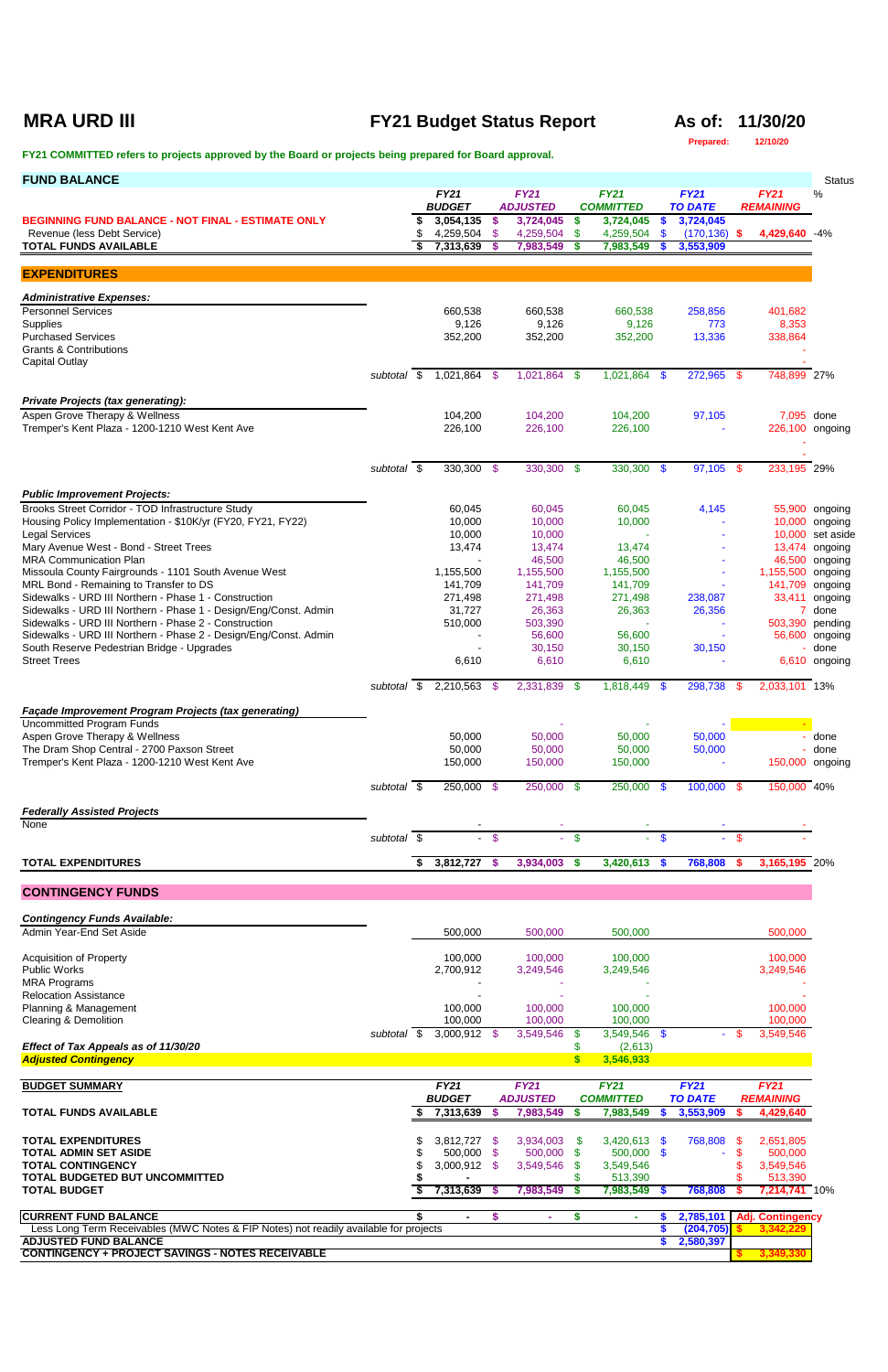# MRA URD III

## FY21 Budget Status Report

**As of: 11/30/20**

Prepared: 12/10/20

**FY21 COMMITTED refers to projects approved by the Board or projects being prepared for Board approval.**

| FUND BALANCE | FY21 BUDGET | FY21 ADJUSTED | FY21 COMMITTED | FY21 TO DATE | FY21 REMAINING | Status % |
|---|---|---|---|---|---|---|
| **BEGINNING FUND BALANCE - NOT FINAL - ESTIMATE ONLY** | $ 3,054,135 | $ 3,724,045 | $ 3,724,045 | $ 3,724,045 | | |
| Revenue (less Debt Service) | $ 4,259,504 | $ 4,259,504 | $ 4,259,504 | $ (170,136) | $ 4,429,640 | -4% |
| **TOTAL FUNDS AVAILABLE** | $ 7,313,639 | $ 7,983,549 | $ 7,983,549 | $ 3,553,909 | | |

## EXPENDITURES

| | FY21 BUDGET | FY21 ADJUSTED | FY21 COMMITTED | FY21 TO DATE | FY21 REMAINING | Status |
|---|---|---|---|---|---|---|
| ***Administrative Expenses:*** | | | | | | |
| Personnel Services | 660,538 | 660,538 | 660,538 | 258,856 | 401,682 | |
| Supplies | 9,126 | 9,126 | 9,126 | 773 | 8,353 | |
| Purchased Services | 352,200 | 352,200 | 352,200 | 13,336 | 338,864 | |
| Grants & Contributions | | | | | - | |
| Capital Outlay | | | | | - | |
| *subtotal* | $ 1,021,864 | $ 1,021,864 | $ 1,021,864 | $ 272,965 | $ 748,899 | 27% |
| ***Private Projects (tax generating):*** | | | | | | |
| Aspen Grove Therapy & Wellness | 104,200 | 104,200 | 104,200 | 97,105 | 7,095 | done |
| Tremper's Kent Plaza - 1200-1210 West Kent Ave | 226,100 | 226,100 | 226,100 | - | 226,100 | ongoing |
| | | | | | - | |
| | | | | | - | |
| *subtotal* | $ 330,300 | $ 330,300 | $ 330,300 | $ 97,105 | $ 233,195 | 29% |
| ***Public Improvement Projects:*** | | | | | | |
| Brooks Street Corridor - TOD Infrastructure Study | 60,045 | 60,045 | 60,045 | 4,145 | 55,900 | ongoing |
| Housing Policy Implementation - $10K/yr (FY20, FY21, FY22) | 10,000 | 10,000 | 10,000 | - | 10,000 | ongoing |
| Legal Services | 10,000 | 10,000 | - | - | 10,000 | set aside |
| Mary Avenue West - Bond - Street Trees | 13,474 | 13,474 | 13,474 | - | 13,474 | ongoing |
| MRA Communication Plan | - | 46,500 | 46,500 | - | 46,500 | ongoing |
| Missoula County Fairgrounds - 1101 South Avenue West | 1,155,500 | 1,155,500 | 1,155,500 | - | 1,155,500 | ongoing |
| MRL Bond - Remaining to Transfer to DS | 141,709 | 141,709 | 141,709 | - | 141,709 | ongoing |
| Sidewalks - URD III Northern - Phase 1 - Construction | 271,498 | 271,498 | 271,498 | 238,087 | 33,411 | ongoing |
| Sidewalks - URD III Northern - Phase 1 - Design/Eng/Const. Admin | 31,727 | 26,363 | 26,363 | 26,356 | 7 | done |
| Sidewalks - URD III Northern - Phase 2 - Construction | 510,000 | 503,390 | - | - | 503,390 | pending |
| Sidewalks - URD III Northern - Phase 2 - Design/Eng/Const. Admin | - | 56,600 | 56,600 | - | 56,600 | ongoing |
| South Reserve Pedestrian Bridge - Upgrades | - | 30,150 | 30,150 | 30,150 | - | done |
| Street Trees | 6,610 | 6,610 | 6,610 | - | 6,610 | ongoing |
| *subtotal* | $ 2,210,563 | $ 2,331,839 | $ 1,818,449 | $ 298,738 | $ 2,033,101 | 13% |
| ***Façade Improvement Program Projects (tax generating)*** | | | | | | |
| Uncommitted Program Funds | | - | - | - | - | |
| Aspen Grove Therapy & Wellness | 50,000 | 50,000 | 50,000 | 50,000 | - | done |
| The Dram Shop Central - 2700 Paxson Street | 50,000 | 50,000 | 50,000 | 50,000 | - | done |
| Tremper's Kent Plaza - 1200-1210 West Kent Ave | 150,000 | 150,000 | 150,000 | - | 150,000 | ongoing |
| *subtotal* | $ 250,000 | $ 250,000 | $ 250,000 | $ 100,000 | $ 150,000 | 40% |
| ***Federally Assisted Projects*** | | | | | | |
| None | - | - | - | - | - | |
| *subtotal* | $ - | $ - | $ - | $ - | $ - | |
| **TOTAL EXPENDITURES** | $ 3,812,727 | $ 3,934,003 | $ 3,420,613 | $ 768,808 | $ 3,165,195 | 20% |

## CONTINGENCY FUNDS

| ***Contingency Funds Available:*** | FY21 BUDGET | FY21 ADJUSTED | FY21 COMMITTED | FY21 TO DATE | FY21 REMAINING |
|---|---|---|---|---|---|
| Admin Year-End Set Aside | 500,000 | 500,000 | 500,000 | | 500,000 |
| Acquisition of Property | 100,000 | 100,000 | 100,000 | | 100,000 |
| Public Works | 2,700,912 | 3,249,546 | 3,249,546 | | 3,249,546 |
| MRA Programs | - | - | - | | - |
| Relocation Assistance | - | - | - | | - |
| Planning & Management | 100,000 | 100,000 | 100,000 | | 100,000 |
| Clearing & Demolition | 100,000 | 100,000 | 100,000 | | 100,000 |
| *subtotal* | $ 3,000,912 | $ 3,549,546 | $ 3,549,546 | $ - | $ 3,549,546 |
| ***Effect of Tax Appeals as of 11/30/20*** | | | $ (2,613) | | |
| ***Adjusted Contingency*** | | | **$ 3,546,933** | | |

| **BUDGET SUMMARY** | FY21 BUDGET | FY21 ADJUSTED | FY21 COMMITTED | FY21 TO DATE | FY21 REMAINING | |
|---|---|---|---|---|---|---|
| **TOTAL FUNDS AVAILABLE** | $ 7,313,639 | $ 7,983,549 | $ 7,983,549 | $ 3,553,909 | $ 4,429,640 | |
| **TOTAL EXPENDITURES** | $ 3,812,727 | $ 3,934,003 | $ 3,420,613 | $ 768,808 | $ 2,651,805 | |
| **TOTAL ADMIN SET ASIDE** | $ 500,000 | $ 500,000 | $ 500,000 | $ - | $ 500,000 | |
| **TOTAL CONTINGENCY** | $ 3,000,912 | $ 3,549,546 | $ 3,549,546 | | $ 3,549,546 | |
| **TOTAL BUDGETED BUT UNCOMMITTED** | $ - | | $ 513,390 | | $ 513,390 | |
| **TOTAL BUDGET** | $ 7,313,639 | $ 7,983,549 | $ 7,983,549 | $ 768,808 | $ 7,214,741 | 10% |

| | | | | | |
|---|---|---|---|---|---|
| **CURRENT FUND BALANCE** | $ - | $ - | $ - | $ 2,785,101 | Adj. Contingency |
| Less Long Term Receivables (MWC Notes & FIP Notes) not readily available for projects | | | | $ (204,705) | $ 3,342,229 |
| **ADJUSTED FUND BALANCE** | | | | $ 2,580,397 | |
| **CONTINGENCY + PROJECT SAVINGS - NOTES RECEIVABLE** | | | | | $ 3,349,330 |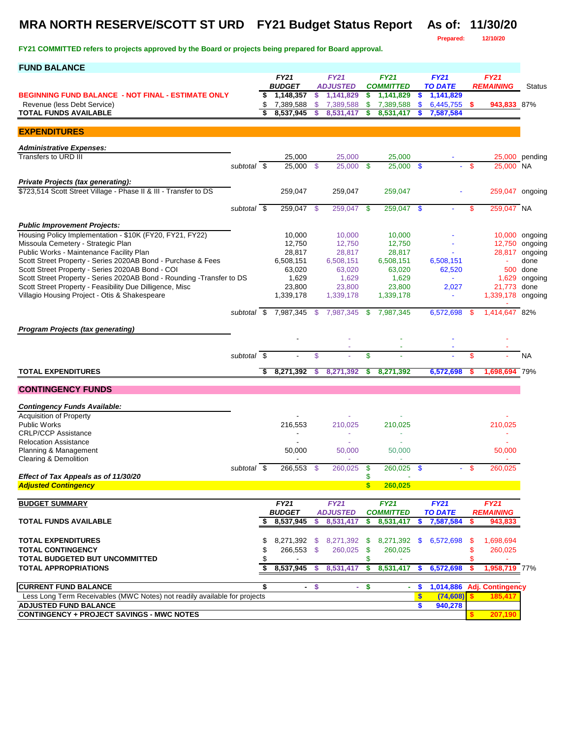# MRA NORTH RESERVE/SCOTT ST URD FY21 Budget Status Report As of: 11/30/20

**Prepared: 12/10/20**

**FY21 COMMITTED refers to projects approved by the Board or projects being prepared for Board approval.**

## FUND BALANCE

| | FY21 BUDGET | FY21 ADJUSTED | FY21 COMMITTED | FY21 TO DATE | FY21 REMAINING | Status |
|---|---|---|---|---|---|---|
| **BEGINNING FUND BALANCE - NOT FINAL - ESTIMATE ONLY** | $ 1,148,357 | $ 1,141,829 | $ 1,141,829 | $ 1,141,829 | | |
| Revenue (less Debt Service) | $ 7,389,588 | $ 7,389,588 | $ 7,389,588 | $ 6,445,755 | $ 943,833 | 87% |
| **TOTAL FUNDS AVAILABLE** | $ 8,537,945 | $ 8,531,417 | $ 8,531,417 | $ 7,587,584 | | |

## EXPENDITURES

| | FY21 BUDGET | FY21 ADJUSTED | FY21 COMMITTED | FY21 TO DATE | FY21 REMAINING | Status |
|---|---|---|---|---|---|---|
| ***Administrative Expenses:*** | | | | | | |
| Transfers to URD III | 25,000 | 25,000 | 25,000 | - | 25,000 | pending |
| subtotal | $ 25,000 | $ 25,000 | $ 25,000 | $ - | $ 25,000 | NA |
| ***Private Projects (tax generating):*** | | | | | | |
| $723,514 Scott Street Village - Phase II & III - Transfer to DS | 259,047 | 259,047 | 259,047 | - | 259,047 | ongoing |
| subtotal | $ 259,047 | $ 259,047 | $ 259,047 | $ - | $ 259,047 | NA |
| ***Public Improvement Projects:*** | | | | | | |
| Housing Policy Implementation - $10K (FY20, FY21, FY22) | 10,000 | 10,000 | 10,000 | - | 10,000 | ongoing |
| Missoula Cemetery - Strategic Plan | 12,750 | 12,750 | 12,750 | - | 12,750 | ongoing |
| Public Works - Maintenance Facility Plan | 28,817 | 28,817 | 28,817 | - | 28,817 | ongoing |
| Scott Street Property - Series 2020AB Bond - Purchase & Fees | 6,508,151 | 6,508,151 | 6,508,151 | 6,508,151 | - | done |
| Scott Street Property - Series 2020AB Bond - COI | 63,020 | 63,020 | 63,020 | 62,520 | 500 | done |
| Scott Street Property - Series 2020AB Bond - Rounding -Transfer to DS | 1,629 | 1,629 | 1,629 | - | 1,629 | ongoing |
| Scott Street Property - Feasibility Due Dilligence, Misc | 23,800 | 23,800 | 23,800 | 2,027 | 21,773 | done |
| Villagio Housing Project - Otis & Shakespeare | 1,339,178 | 1,339,178 | 1,339,178 | - | 1,339,178 | ongoing |
| subtotal | $ 7,987,345 | $ 7,987,345 | $ 7,987,345 | 6,572,698 | $ 1,414,647 | 82% |
| ***Program Projects (tax generating)*** | | | | | | |
| | - | - | - | - | - | |
| subtotal | $ - | $ - | $ - | - | $ - | NA |
| **TOTAL EXPENDITURES** | **$ 8,271,392** | **$ 8,271,392** | **$ 8,271,392** | **6,572,698** | **$ 1,698,694** | 79% |

## CONTINGENCY FUNDS

| | FY21 BUDGET | FY21 ADJUSTED | FY21 COMMITTED | FY21 TO DATE | FY21 REMAINING |
|---|---|---|---|---|---|
| ***Contingency Funds Available:*** | | | | | |
| Acquisition of Property | - | - | - | | - |
| Public Works | 216,553 | 210,025 | 210,025 | | 210,025 |
| CRLP/CCP Assistance | - | - | - | | - |
| Relocation Assistance | - | - | - | | - |
| Planning & Management | 50,000 | 50,000 | 50,000 | | 50,000 |
| Clearing & Demolition | - | - | - | | - |
| subtotal | $ 266,553 | $ 260,025 | $ 260,025 | $ - | $ 260,025 |
| ***Effect of Tax Appeals as of 11/30/20*** | | | $ - | | |
| ***Adjusted Contingency*** | | | **$ 260,025** | | |

## BUDGET SUMMARY

| | FY21 BUDGET | FY21 ADJUSTED | FY21 COMMITTED | FY21 TO DATE | FY21 REMAINING | |
|---|---|---|---|---|---|---|
| **TOTAL FUNDS AVAILABLE** | **$ 8,537,945** | **$ 8,531,417** | **$ 8,531,417** | **$ 7,587,584** | **$ 943,833** | |
| **TOTAL EXPENDITURES** | $ 8,271,392 | $ 8,271,392 | $ 8,271,392 | $ 6,572,698 | $ 1,698,694 | |
| **TOTAL CONTINGENCY** | $ 266,553 | $ 260,025 | $ 260,025 | | $ 260,025 | |
| **TOTAL BUDGETED BUT UNCOMMITTED** | $ - | | $ - | | $ - | |
| **TOTAL APPROPRIATIONS** | **$ 8,537,945** | **$ 8,531,417** | **$ 8,531,417** | **$ 6,572,698** | **$ 1,958,719** | 77% |

| | | | | | |
|---|---|---|---|---|---|
| **CURRENT FUND BALANCE** | $ - | $ - | $ - | **$ 1,014,886** | **Adj. Contingency** |
| Less Long Term Receivables (MWC Notes) not readily available for projects | | | | **$ (74,608)** | **$ 185,417** |
| **ADJUSTED FUND BALANCE** | | | | **$ 940,278** | |
| **CONTINGENCY + PROJECT SAVINGS - MWC NOTES** | | | | | **$ 207,190** |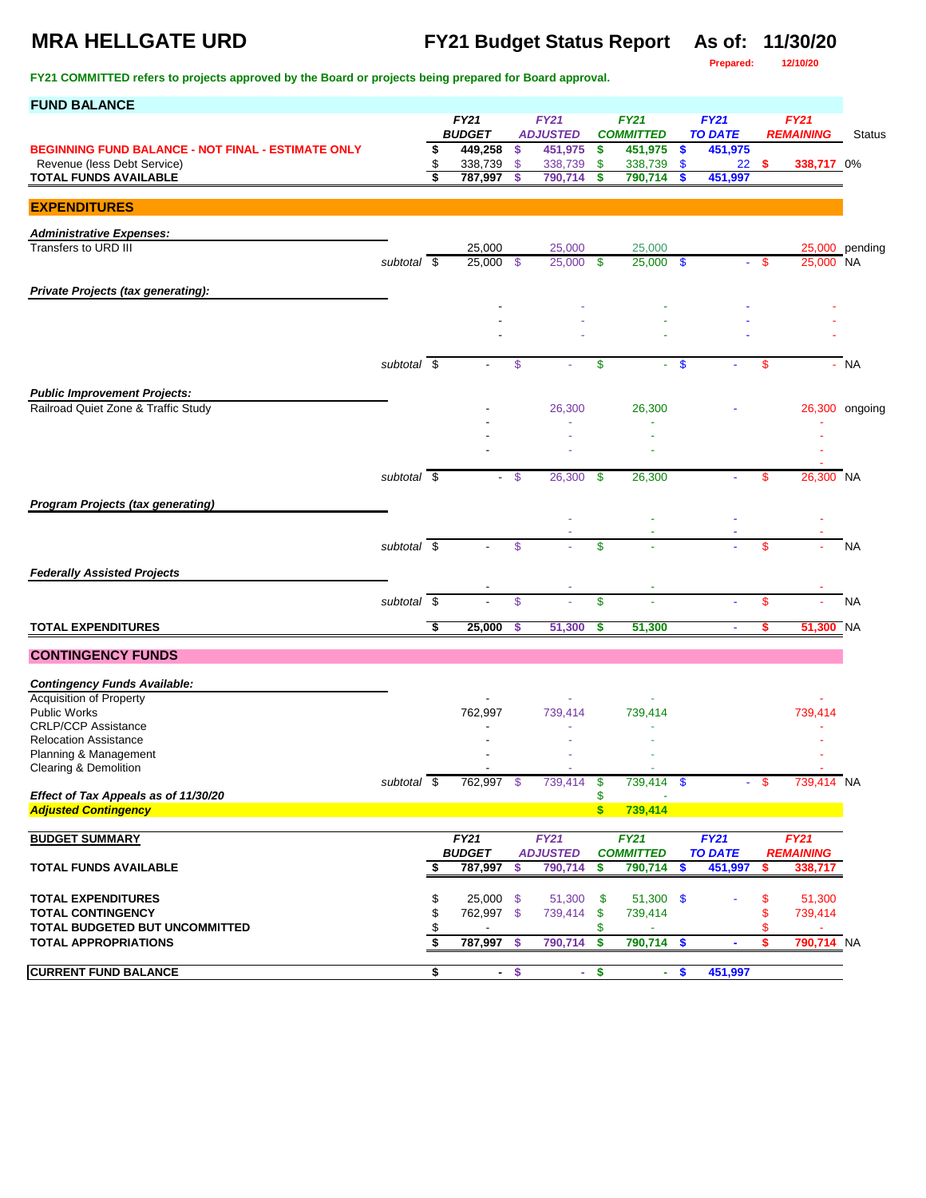# MRA HELLGATE URD

**FY21 Budget Status Report** **As of: 11/30/20**

Prepared: 12/10/20

**FY21 COMMITTED refers to projects approved by the Board or projects being prepared for Board approval.**

## FUND BALANCE

| | | FY21 BUDGET | FY21 ADJUSTED | FY21 COMMITTED | FY21 TO DATE | FY21 REMAINING | Status |
|---|---|---|---|---|---|---|---|
| **BEGINNING FUND BALANCE - NOT FINAL - ESTIMATE ONLY** | | $ 449,258 | $ 451,975 | $ 451,975 | $ 451,975 | | |
| Revenue (less Debt Service) | | $ 338,739 | $ 338,739 | $ 338,739 | $ 22 | $ 338,717 | 0% |
| **TOTAL FUNDS AVAILABLE** | | $ 787,997 | $ 790,714 | $ 790,714 | $ 451,997 | | |

## EXPENDITURES

| | | FY21 BUDGET | FY21 ADJUSTED | FY21 COMMITTED | FY21 TO DATE | FY21 REMAINING | Status |
|---|---|---|---|---|---|---|---|
| ***Administrative Expenses:*** | | | | | | | |
| Transfers to URD III | | 25,000 | 25,000 | 25,000 | | 25,000 | pending |
| | *subtotal* | $ 25,000 | $ 25,000 | $ 25,000 | $ - | $ 25,000 | NA |
| ***Private Projects (tax generating):*** | | | | | | | |
| | | - | - | - | - | - | |
| | | - | - | - | - | - | |
| | | - | - | - | - | - | |
| | *subtotal* | $ - | $ - | $ - | $ - | $ - | NA |
| ***Public Improvement Projects:*** | | | | | | | |
| Railroad Quiet Zone & Traffic Study | | - | 26,300 | 26,300 | - | 26,300 | ongoing |
| | | - | - | - | | - | |
| | | - | - | - | | - | |
| | | - | - | - | | - | |
| | *subtotal* | $ - | $ 26,300 | $ 26,300 | - | $ 26,300 | NA |
| ***Program Projects (tax generating)*** | | | | | | | |
| | | | - | - | - | - | |
| | *subtotal* | $ - | $ - | $ - | - | $ - | NA |
| ***Federally Assisted Projects*** | | | | | | | |
| | | - | - | - | | - | |
| | *subtotal* | $ - | $ - | $ - | - | $ - | NA |
| **TOTAL EXPENDITURES** | | $ 25,000 | $ 51,300 | $ 51,300 | - | $ 51,300 | NA |

## CONTINGENCY FUNDS

| | | FY21 BUDGET | FY21 ADJUSTED | FY21 COMMITTED | FY21 TO DATE | FY21 REMAINING | Status |
|---|---|---|---|---|---|---|---|
| ***Contingency Funds Available:*** | | | | | | | |
| Acquisition of Property | | - | - | - | | - | |
| Public Works | | 762,997 | 739,414 | 739,414 | | 739,414 | |
| CRLP/CCP Assistance | | - | - | - | | - | |
| Relocation Assistance | | - | - | - | | - | |
| Planning & Management | | - | - | - | | - | |
| Clearing & Demolition | | - | - | - | | - | |
| | *subtotal* | $ 762,997 | $ 739,414 | $ 739,414 | $ - | $ 739,414 | NA |
| ***Effect of Tax Appeals as of 11/30/20*** | | | | $ - | | | |
| ***Adjusted Contingency*** | | | | $ 739,414 | | | |

| BUDGET SUMMARY | FY21 BUDGET | FY21 ADJUSTED | FY21 COMMITTED | FY21 TO DATE | FY21 REMAINING | |
|---|---|---|---|---|---|---|
| **TOTAL FUNDS AVAILABLE** | $ 787,997 | $ 790,714 | $ 790,714 | $ 451,997 | $ 338,717 | |
| **TOTAL EXPENDITURES** | $ 25,000 | $ 51,300 | $ 51,300 | $ - | $ 51,300 | |
| **TOTAL CONTINGENCY** | $ 762,997 | $ 739,414 | $ 739,414 | | $ 739,414 | |
| **TOTAL BUDGETED BUT UNCOMMITTED** | $ - | | $ - | | $ - | |
| **TOTAL APPROPRIATIONS** | $ 787,997 | $ 790,714 | $ 790,714 | $ - | $ 790,714 | NA |
| **CURRENT FUND BALANCE** | $ - | $ - | $ - | $ 451,997 | | |